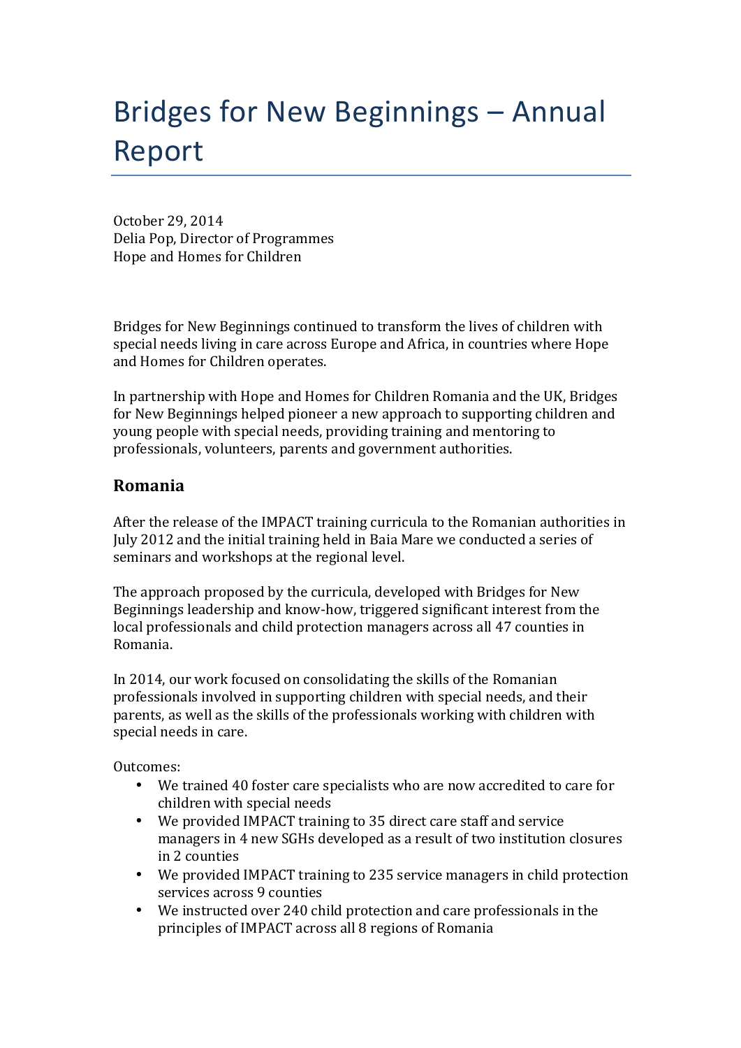# Bridges for New Beginnings – Annual Report

October 29, 2014
Delia Pop, Director of Programmes
Hope and Homes for Children

Bridges for New Beginnings continued to transform the lives of children with special needs living in care across Europe and Africa, in countries where Hope and Homes for Children operates.

In partnership with Hope and Homes for Children Romania and the UK, Bridges for New Beginnings helped pioneer a new approach to supporting children and young people with special needs, providing training and mentoring to professionals, volunteers, parents and government authorities.

## Romania

After the release of the IMPACT training curricula to the Romanian authorities in July 2012 and the initial training held in Baia Mare we conducted a series of seminars and workshops at the regional level.

The approach proposed by the curricula, developed with Bridges for New Beginnings leadership and know-how, triggered significant interest from the local professionals and child protection managers across all 47 counties in Romania.

In 2014, our work focused on consolidating the skills of the Romanian professionals involved in supporting children with special needs, and their parents, as well as the skills of the professionals working with children with special needs in care.

Outcomes:

- We trained 40 foster care specialists who are now accredited to care for children with special needs
- We provided IMPACT training to 35 direct care staff and service managers in 4 new SGHs developed as a result of two institution closures in 2 counties
- We provided IMPACT training to 235 service managers in child protection services across 9 counties
- We instructed over 240 child protection and care professionals in the principles of IMPACT across all 8 regions of Romania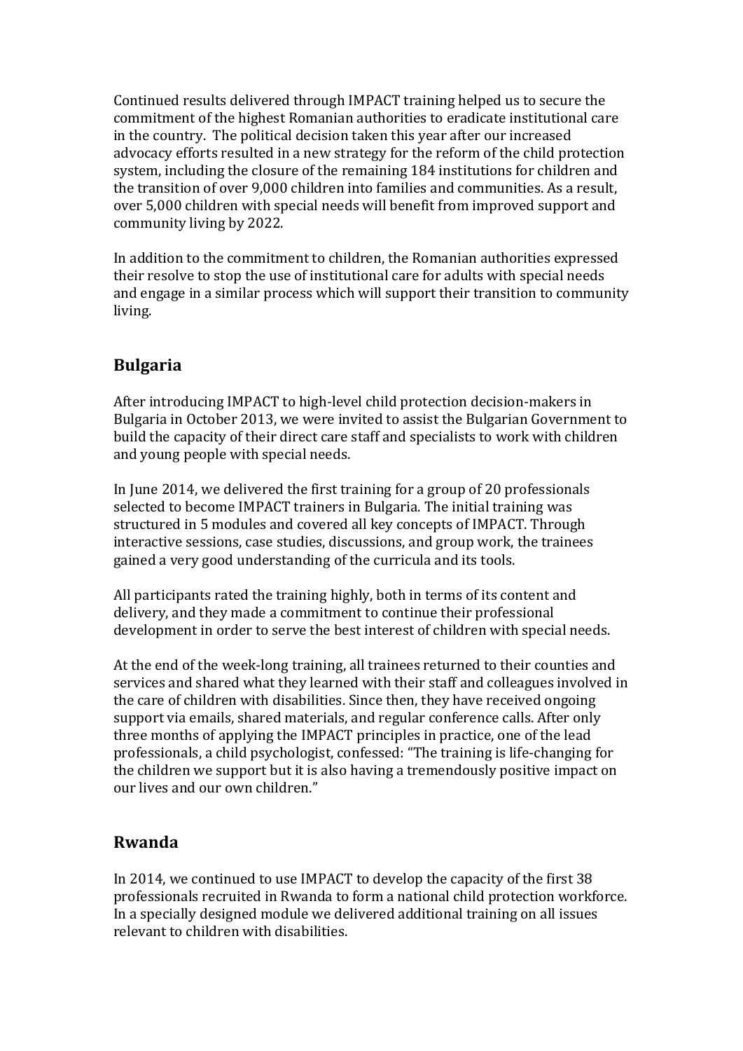Continued results delivered through IMPACT training helped us to secure the commitment of the highest Romanian authorities to eradicate institutional care in the country. The political decision taken this year after our increased advocacy efforts resulted in a new strategy for the reform of the child protection system, including the closure of the remaining 184 institutions for children and the transition of over 9,000 children into families and communities. As a result, over 5,000 children with special needs will benefit from improved support and community living by 2022.

In addition to the commitment to children, the Romanian authorities expressed their resolve to stop the use of institutional care for adults with special needs and engage in a similar process which will support their transition to community living.

## Bulgaria

After introducing IMPACT to high-level child protection decision-makers in Bulgaria in October 2013, we were invited to assist the Bulgarian Government to build the capacity of their direct care staff and specialists to work with children and young people with special needs.

In June 2014, we delivered the first training for a group of 20 professionals selected to become IMPACT trainers in Bulgaria. The initial training was structured in 5 modules and covered all key concepts of IMPACT. Through interactive sessions, case studies, discussions, and group work, the trainees gained a very good understanding of the curricula and its tools.

All participants rated the training highly, both in terms of its content and delivery, and they made a commitment to continue their professional development in order to serve the best interest of children with special needs.

At the end of the week-long training, all trainees returned to their counties and services and shared what they learned with their staff and colleagues involved in the care of children with disabilities. Since then, they have received ongoing support via emails, shared materials, and regular conference calls. After only three months of applying the IMPACT principles in practice, one of the lead professionals, a child psychologist, confessed: "The training is life-changing for the children we support but it is also having a tremendously positive impact on our lives and our own children."

## Rwanda

In 2014, we continued to use IMPACT to develop the capacity of the first 38 professionals recruited in Rwanda to form a national child protection workforce. In a specially designed module we delivered additional training on all issues relevant to children with disabilities.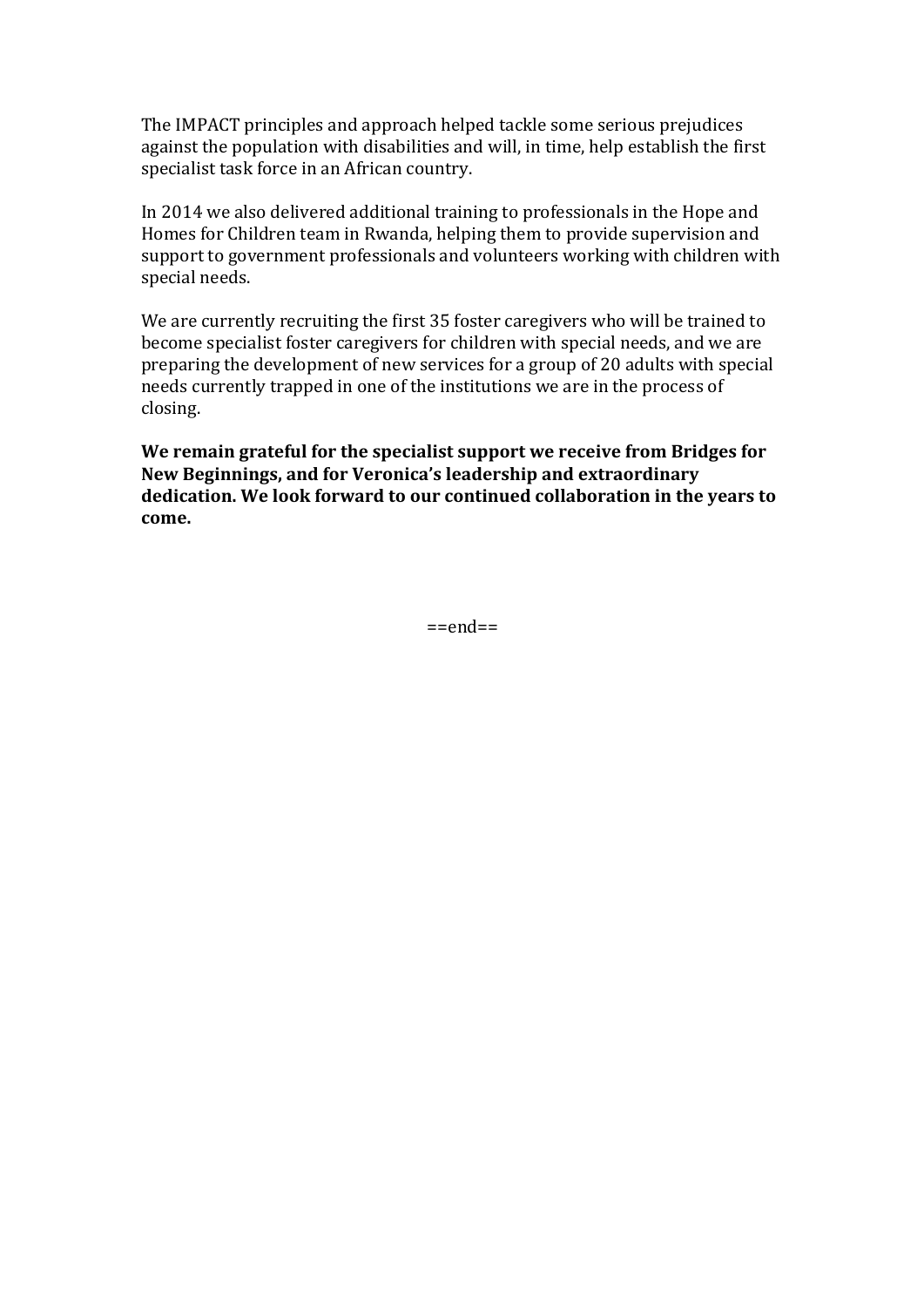The IMPACT principles and approach helped tackle some serious prejudices against the population with disabilities and will, in time, help establish the first specialist task force in an African country.

In 2014 we also delivered additional training to professionals in the Hope and Homes for Children team in Rwanda, helping them to provide supervision and support to government professionals and volunteers working with children with special needs.

We are currently recruiting the first 35 foster caregivers who will be trained to become specialist foster caregivers for children with special needs, and we are preparing the development of new services for a group of 20 adults with special needs currently trapped in one of the institutions we are in the process of closing.

**We remain grateful for the specialist support we receive from Bridges for New Beginnings, and for Veronica's leadership and extraordinary dedication. We look forward to our continued collaboration in the years to come.**

==end==